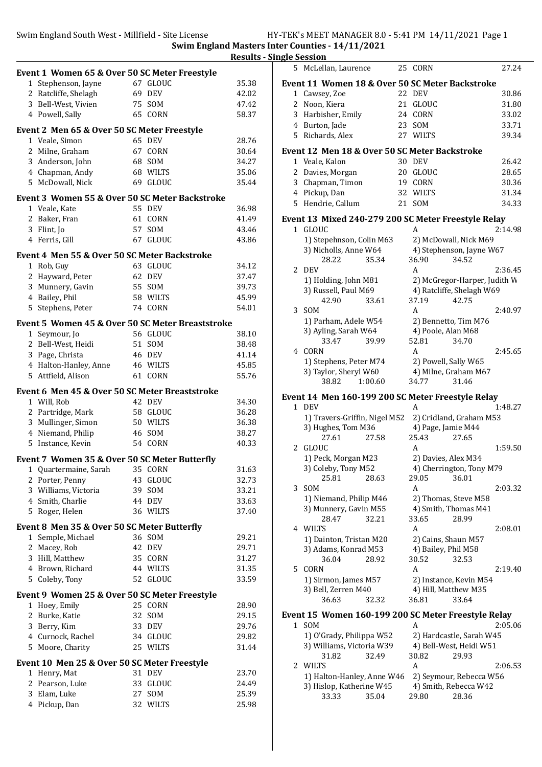Swim England South West - Millfield - Site License HY-TEK's MEET MANAGER 8.0 - 5:41 PM 14/11/2021

# Swim England Masters Inter Counties - 14/11/2021

## Results - Single Session

### Event 1 Women 65 & Over 50 SC Meter Freestyle

| Place | Name | Age | Team | Time |
|---|---|---|---|---|
| 1 | Stephenson, Jayne | 67 | GLOUC | 35.38 |
| 2 | Ratcliffe, Shelagh | 69 | DEV | 42.02 |
| 3 | Bell-West, Vivien | 75 | SOM | 47.42 |
| 4 | Powell, Sally | 65 | CORN | 58.37 |

### Event 2 Men 65 & Over 50 SC Meter Freestyle

| Place | Name | Age | Team | Time |
|---|---|---|---|---|
| 1 | Veale, Simon | 65 | DEV | 28.76 |
| 2 | Milne, Graham | 67 | CORN | 30.64 |
| 3 | Anderson, John | 68 | SOM | 34.27 |
| 4 | Chapman, Andy | 68 | WILTS | 35.06 |
| 5 | McDowall, Nick | 69 | GLOUC | 35.44 |

### Event 3 Women 55 & Over 50 SC Meter Backstroke

| Place | Name | Age | Team | Time |
|---|---|---|---|---|
| 1 | Veale, Kate | 55 | DEV | 36.98 |
| 2 | Baker, Fran | 61 | CORN | 41.49 |
| 3 | Flint, Jo | 57 | SOM | 43.46 |
| 4 | Ferris, Gill | 67 | GLOUC | 43.86 |

### Event 4 Men 55 & Over 50 SC Meter Backstroke

| Place | Name | Age | Team | Time |
|---|---|---|---|---|
| 1 | Rob, Guy | 63 | GLOUC | 34.12 |
| 2 | Hayward, Peter | 62 | DEV | 37.47 |
| 3 | Munnery, Gavin | 55 | SOM | 39.73 |
| 4 | Bailey, Phil | 58 | WILTS | 45.99 |
| 5 | Stephens, Peter | 74 | CORN | 54.01 |

### Event 5 Women 45 & Over 50 SC Meter Breaststroke

| Place | Name | Age | Team | Time |
|---|---|---|---|---|
| 1 | Seymour, Jo | 56 | GLOUC | 38.10 |
| 2 | Bell-West, Heidi | 51 | SOM | 38.48 |
| 3 | Page, Christa | 46 | DEV | 41.14 |
| 4 | Halton-Hanley, Anne | 46 | WILTS | 45.85 |
| 5 | Attfield, Alison | 61 | CORN | 55.76 |

### Event 6 Men 45 & Over 50 SC Meter Breaststroke

| Place | Name | Age | Team | Time |
|---|---|---|---|---|
| 1 | Will, Rob | 42 | DEV | 34.30 |
| 2 | Partridge, Mark | 58 | GLOUC | 36.28 |
| 3 | Mullinger, Simon | 50 | WILTS | 36.38 |
| 4 | Niemand, Philip | 46 | SOM | 38.27 |
| 5 | Instance, Kevin | 54 | CORN | 40.33 |

### Event 7 Women 35 & Over 50 SC Meter Butterfly

| Place | Name | Age | Team | Time |
|---|---|---|---|---|
| 1 | Quartermaine, Sarah | 35 | CORN | 31.63 |
| 2 | Porter, Penny | 43 | GLOUC | 32.73 |
| 3 | Williams, Victoria | 39 | SOM | 33.21 |
| 4 | Smith, Charlie | 44 | DEV | 33.63 |
| 5 | Roger, Helen | 36 | WILTS | 37.40 |

### Event 8 Men 35 & Over 50 SC Meter Butterfly

| Place | Name | Age | Team | Time |
|---|---|---|---|---|
| 1 | Semple, Michael | 36 | SOM | 29.21 |
| 2 | Macey, Rob | 42 | DEV | 29.71 |
| 3 | Hill, Matthew | 35 | CORN | 31.27 |
| 4 | Brown, Richard | 44 | WILTS | 31.35 |
| 5 | Coleby, Tony | 52 | GLOUC | 33.59 |

### Event 9 Women 25 & Over 50 SC Meter Freestyle

| Place | Name | Age | Team | Time |
|---|---|---|---|---|
| 1 | Hoey, Emily | 25 | CORN | 28.90 |
| 2 | Burke, Katie | 32 | SOM | 29.15 |
| 3 | Berry, Kim | 33 | DEV | 29.76 |
| 4 | Curnock, Rachel | 34 | GLOUC | 29.82 |
| 5 | Moore, Charity | 25 | WILTS | 31.44 |

### Event 10 Men 25 & Over 50 SC Meter Freestyle

| Place | Name | Age | Team | Time |
|---|---|---|---|---|
| 1 | Henry, Mat | 31 | DEV | 23.70 |
| 2 | Pearson, Luke | 33 | GLOUC | 24.49 |
| 3 | Elam, Luke | 27 | SOM | 25.39 |
| 4 | Pickup, Dan | 32 | WILTS | 25.98 |
| 5 | McLellan, Laurence | 25 | CORN | 27.24 |

### Event 11 Women 18 & Over 50 SC Meter Backstroke

| Place | Name | Age | Team | Time |
|---|---|---|---|---|
| 1 | Cawsey, Zoe | 22 | DEV | 30.86 |
| 2 | Noon, Kiera | 21 | GLOUC | 31.80 |
| 3 | Harbisher, Emily | 24 | CORN | 33.02 |
| 4 | Burton, Jade | 23 | SOM | 33.71 |
| 5 | Richards, Alex | 27 | WILTS | 39.34 |

### Event 12 Men 18 & Over 50 SC Meter Backstroke

| Place | Name | Age | Team | Time |
|---|---|---|---|---|
| 1 | Veale, Kalon | 30 | DEV | 26.42 |
| 2 | Davies, Morgan | 20 | GLOUC | 28.65 |
| 3 | Chapman, Timon | 19 | CORN | 30.36 |
| 4 | Pickup, Dan | 32 | WILTS | 31.34 |
| 5 | Hendrie, Callum | 21 | SOM | 34.33 |

### Event 13 Mixed 240-279 200 SC Meter Freestyle Relay

1 GLOUC A 2:14.98
- 1) Stepehnson, Colin M63 2) McDowall, Nick M69
- 3) Nicholls, Anne W64 4) Stephenson, Jayne W67
- 28.22 35.34 36.90 34.52

2 DEV A 2:36.45
- 1) Holding, John M81 2) McGregor-Harper, Judith W
- 3) Russell, Paul M69 4) Ratcliffe, Shelagh W69
- 42.90 33.61 37.19 42.75

3 SOM A 2:40.97
- 1) Parham, Adele W54 2) Bennetto, Tim M76
- 3) Ayling, Sarah W64 4) Poole, Alan M68
- 33.47 39.99 52.81 34.70

4 CORN A 2:45.65
- 1) Stephens, Peter M74 2) Powell, Sally W65
- 3) Taylor, Sheryl W60 4) Milne, Graham M67
- 38.82 1:00.60 34.77 31.46

### Event 14 Men 160-199 200 SC Meter Freestyle Relay

1 DEV A 1:48.27
- 1) Travers-Griffin, Nigel M52 2) Cridland, Graham M53
- 3) Hughes, Tom M36 4) Page, Jamie M44
- 27.61 27.58 25.43 27.65

2 GLOUC A 1:59.50
- 1) Peck, Morgan M23 2) Davies, Alex M34
- 3) Coleby, Tony M52 4) Cherrington, Tony M79
- 25.81 28.63 29.05 36.01

3 SOM A 2:03.32
- 1) Niemand, Philip M46 2) Thomas, Steve M58
- 3) Munnery, Gavin M55 4) Smith, Thomas M41
- 28.47 32.21 33.65 28.99

4 WILTS A 2:08.01
- 1) Dainton, Tristan M20 2) Cains, Shaun M57
- 3) Adams, Konrad M53 4) Bailey, Phil M58
- 36.04 28.92 30.52 32.53

5 CORN A 2:19.40
- 1) Sirmon, James M57 2) Instance, Kevin M54
- 3) Bell, Zerren M40 4) Hill, Matthew M35
- 36.63 32.32 36.81 33.64

### Event 15 Women 160-199 200 SC Meter Freestyle Relay

1 SOM A 2:05.06
- 1) O'Grady, Philippa W52 2) Hardcastle, Sarah W45
- 3) Williams, Victoria W39 4) Bell-West, Heidi W51
- 31.82 32.49 30.82 29.93

2 WILTS A 2:06.53
- 1) Halton-Hanley, Anne W46 2) Seymour, Rebecca W56
- 3) Hislop, Katherine W45 4) Smith, Rebecca W42
- 33.33 35.04 29.80 28.36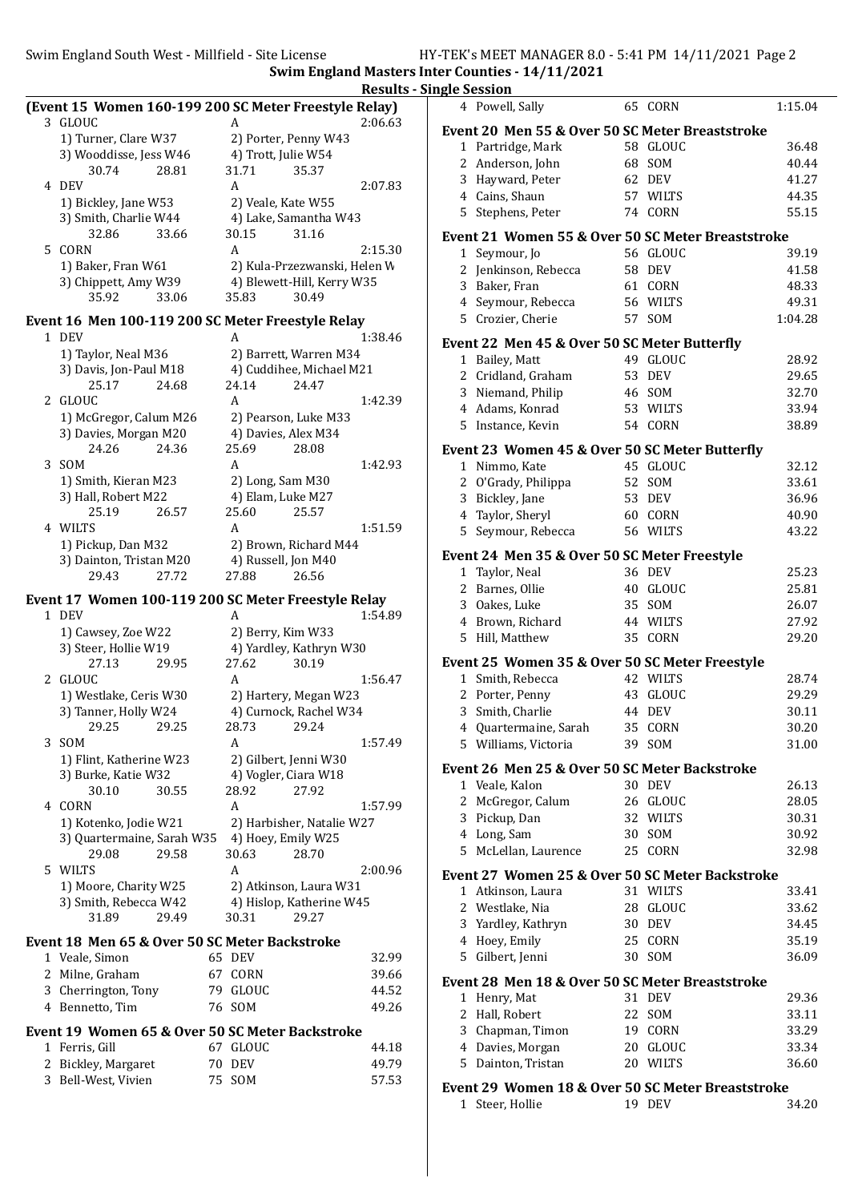**Swim England Masters Inter Counties - 14/11/2021**

**Results - Single Session**

### (Event 15 Women 160-199 200 SC Meter Freestyle Relay)

3 GLOUC A 2:06.63
1) Turner, Clare W37 2) Porter, Penny W43
3) Wooddisse, Jess W46 4) Trott, Julie W54
30.74 28.81 31.71 35.37

4 DEV A 2:07.83
1) Bickley, Jane W53 2) Veale, Kate W55
3) Smith, Charlie W44 4) Lake, Samantha W43
32.86 33.66 30.15 31.16

5 CORN A 2:15.30
1) Baker, Fran W61 2) Kula-Przezwanski, Helen W
3) Chippett, Amy W39 4) Blewett-Hill, Kerry W35
35.92 33.06 35.83 30.49

### Event 16 Men 100-119 200 SC Meter Freestyle Relay

1 DEV A 1:38.46
1) Taylor, Neal M36 2) Barrett, Warren M34
3) Davis, Jon-Paul M18 4) Cuddihee, Michael M21
25.17 24.68 24.14 24.47

2 GLOUC A 1:42.39
1) McGregor, Calum M26 2) Pearson, Luke M33
3) Davies, Morgan M20 4) Davies, Alex M34
24.26 24.36 25.69 28.08

3 SOM A 1:42.93
1) Smith, Kieran M23 2) Long, Sam M30
3) Hall, Robert M22 4) Elam, Luke M27
25.19 26.57 25.60 25.57

4 WILTS A 1:51.59
1) Pickup, Dan M32 2) Brown, Richard M44
3) Dainton, Tristan M20 4) Russell, Jon M40
29.43 27.72 27.88 26.56

### Event 17 Women 100-119 200 SC Meter Freestyle Relay

1 DEV A 1:54.89
1) Cawsey, Zoe W22 2) Berry, Kim W33
3) Steer, Hollie W19 4) Yardley, Kathryn W30
27.13 29.95 27.62 30.19

2 GLOUC A 1:56.47
1) Westlake, Ceris W30 2) Hartery, Megan W23
3) Tanner, Holly W24 4) Curnock, Rachel W34
29.25 29.25 28.73 29.24

3 SOM A 1:57.49
1) Flint, Katherine W23 2) Gilbert, Jenni W30
3) Burke, Katie W32 4) Vogler, Ciara W18
30.10 30.55 28.92 27.92

4 CORN A 1:57.99
1) Kotenko, Jodie W21 2) Harbisher, Natalie W27
3) Quartermaine, Sarah W35 4) Hoey, Emily W25
29.08 29.58 30.63 28.70

5 WILTS A 2:00.96
1) Moore, Charity W25 2) Atkinson, Laura W31
3) Smith, Rebecca W42 4) Hislop, Katherine W45
31.89 29.49 30.31 29.27

### Event 18 Men 65 & Over 50 SC Meter Backstroke

| | Name | Age | Team | Time |
|---|---|---|---|---|
| 1 | Veale, Simon | 65 | DEV | 32.99 |
| 2 | Milne, Graham | 67 | CORN | 39.66 |
| 3 | Cherrington, Tony | 79 | GLOUC | 44.52 |
| 4 | Bennetto, Tim | 76 | SOM | 49.26 |

### Event 19 Women 65 & Over 50 SC Meter Backstroke

| | Name | Age | Team | Time |
|---|---|---|---|---|
| 1 | Ferris, Gill | 67 | GLOUC | 44.18 |
| 2 | Bickley, Margaret | 70 | DEV | 49.79 |
| 3 | Bell-West, Vivien | 75 | SOM | 57.53 |
| 4 | Powell, Sally | 65 | CORN | 1:15.04 |

### Event 20 Men 55 & Over 50 SC Meter Breaststroke

| | Name | Age | Team | Time |
|---|---|---|---|---|
| 1 | Partridge, Mark | 58 | GLOUC | 36.48 |
| 2 | Anderson, John | 68 | SOM | 40.44 |
| 3 | Hayward, Peter | 62 | DEV | 41.27 |
| 4 | Cains, Shaun | 57 | WILTS | 44.35 |
| 5 | Stephens, Peter | 74 | CORN | 55.15 |

### Event 21 Women 55 & Over 50 SC Meter Breaststroke

| | Name | Age | Team | Time |
|---|---|---|---|---|
| 1 | Seymour, Jo | 56 | GLOUC | 39.19 |
| 2 | Jenkinson, Rebecca | 58 | DEV | 41.58 |
| 3 | Baker, Fran | 61 | CORN | 48.33 |
| 4 | Seymour, Rebecca | 56 | WILTS | 49.31 |
| 5 | Crozier, Cherie | 57 | SOM | 1:04.28 |

### Event 22 Men 45 & Over 50 SC Meter Butterfly

| | Name | Age | Team | Time |
|---|---|---|---|---|
| 1 | Bailey, Matt | 49 | GLOUC | 28.92 |
| 2 | Cridland, Graham | 53 | DEV | 29.65 |
| 3 | Niemand, Philip | 46 | SOM | 32.70 |
| 4 | Adams, Konrad | 53 | WILTS | 33.94 |
| 5 | Instance, Kevin | 54 | CORN | 38.89 |

### Event 23 Women 45 & Over 50 SC Meter Butterfly

| | Name | Age | Team | Time |
|---|---|---|---|---|
| 1 | Nimmo, Kate | 45 | GLOUC | 32.12 |
| 2 | O'Grady, Philippa | 52 | SOM | 33.61 |
| 3 | Bickley, Jane | 53 | DEV | 36.96 |
| 4 | Taylor, Sheryl | 60 | CORN | 40.90 |
| 5 | Seymour, Rebecca | 56 | WILTS | 43.22 |

### Event 24 Men 35 & Over 50 SC Meter Freestyle

| | Name | Age | Team | Time |
|---|---|---|---|---|
| 1 | Taylor, Neal | 36 | DEV | 25.23 |
| 2 | Barnes, Ollie | 40 | GLOUC | 25.81 |
| 3 | Oakes, Luke | 35 | SOM | 26.07 |
| 4 | Brown, Richard | 44 | WILTS | 27.92 |
| 5 | Hill, Matthew | 35 | CORN | 29.20 |

### Event 25 Women 35 & Over 50 SC Meter Freestyle

| | Name | Age | Team | Time |
|---|---|---|---|---|
| 1 | Smith, Rebecca | 42 | WILTS | 28.74 |
| 2 | Porter, Penny | 43 | GLOUC | 29.29 |
| 3 | Smith, Charlie | 44 | DEV | 30.11 |
| 4 | Quartermaine, Sarah | 35 | CORN | 30.20 |
| 5 | Williams, Victoria | 39 | SOM | 31.00 |

### Event 26 Men 25 & Over 50 SC Meter Backstroke

| | Name | Age | Team | Time |
|---|---|---|---|---|
| 1 | Veale, Kalon | 30 | DEV | 26.13 |
| 2 | McGregor, Calum | 26 | GLOUC | 28.05 |
| 3 | Pickup, Dan | 32 | WILTS | 30.31 |
| 4 | Long, Sam | 30 | SOM | 30.92 |
| 5 | McLellan, Laurence | 25 | CORN | 32.98 |

### Event 27 Women 25 & Over 50 SC Meter Backstroke

| | Name | Age | Team | Time |
|---|---|---|---|---|
| 1 | Atkinson, Laura | 31 | WILTS | 33.41 |
| 2 | Westlake, Nia | 28 | GLOUC | 33.62 |
| 3 | Yardley, Kathryn | 30 | DEV | 34.45 |
| 4 | Hoey, Emily | 25 | CORN | 35.19 |
| 5 | Gilbert, Jenni | 30 | SOM | 36.09 |

### Event 28 Men 18 & Over 50 SC Meter Breaststroke

| | Name | Age | Team | Time |
|---|---|---|---|---|
| 1 | Henry, Mat | 31 | DEV | 29.36 |
| 2 | Hall, Robert | 22 | SOM | 33.11 |
| 3 | Chapman, Timon | 19 | CORN | 33.29 |
| 4 | Davies, Morgan | 20 | GLOUC | 33.34 |
| 5 | Dainton, Tristan | 20 | WILTS | 36.60 |

### Event 29 Women 18 & Over 50 SC Meter Breaststroke

| | Name | Age | Team | Time |
|---|---|---|---|---|
| 1 | Steer, Hollie | 19 | DEV | 34.20 |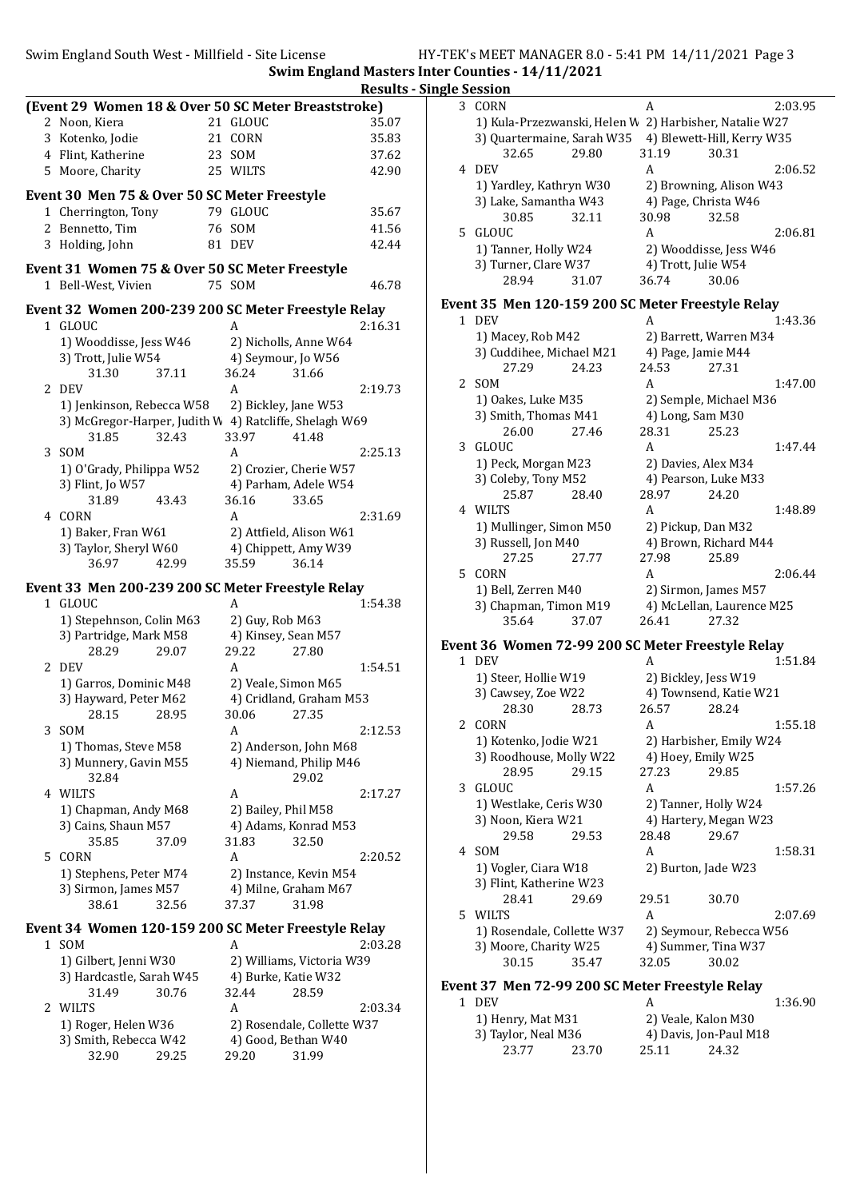## Results - Single Session

### (Event 29 Women 18 & Over 50 SC Meter Breaststroke)

| | Name | Age | Team | Time |
|---|---|---|---|---|
| 2 | Noon, Kiera | 21 | GLOUC | 35.07 |
| 3 | Kotenko, Jodie | 21 | CORN | 35.83 |
| 4 | Flint, Katherine | 23 | SOM | 37.62 |
| 5 | Moore, Charity | 25 | WILTS | 42.90 |

### Event 30 Men 75 & Over 50 SC Meter Freestyle

| | Name | Age | Team | Time |
|---|---|---|---|---|
| 1 | Cherrington, Tony | 79 | GLOUC | 35.67 |
| 2 | Bennetto, Tim | 76 | SOM | 41.56 |
| 3 | Holding, John | 81 | DEV | 42.44 |

### Event 31 Women 75 & Over 50 SC Meter Freestyle

| | Name | Age | Team | Time |
|---|---|---|---|---|
| 1 | Bell-West, Vivien | 75 | SOM | 46.78 |

### Event 32 Women 200-239 200 SC Meter Freestyle Relay

1 GLOUC A 2:16.31
1) Wooddisse, Jess W46 2) Nicholls, Anne W64
3) Trott, Julie W54 4) Seymour, Jo W56
31.30 37.11 36.24 31.66

2 DEV A 2:19.73
1) Jenkinson, Rebecca W58 2) Bickley, Jane W53
3) McGregor-Harper, Judith W 4) Ratcliffe, Shelagh W69
31.85 32.43 33.97 41.48

3 SOM A 2:25.13
1) O'Grady, Philippa W52 2) Crozier, Cherie W57
3) Flint, Jo W57 4) Parham, Adele W54
31.89 43.43 36.16 33.65

4 CORN A 2:31.69
1) Baker, Fran W61 2) Attfield, Alison W61
3) Taylor, Sheryl W60 4) Chippett, Amy W39
36.97 42.99 35.59 36.14

### Event 33 Men 200-239 200 SC Meter Freestyle Relay

1 GLOUC A 1:54.38
1) Stepehnson, Colin M63 2) Guy, Rob M63
3) Partridge, Mark M58 4) Kinsey, Sean M57
28.29 29.07 29.22 27.80

2 DEV A 1:54.51
1) Garros, Dominic M48 2) Veale, Simon M65
3) Hayward, Peter M62 4) Cridland, Graham M53
28.15 28.95 30.06 27.35

3 SOM A 2:12.53
1) Thomas, Steve M58 2) Anderson, John M68
3) Munnery, Gavin M55 4) Niemand, Philip M46
32.84 29.02

4 WILTS A 2:17.27
1) Chapman, Andy M68 2) Bailey, Phil M58
3) Cains, Shaun M57 4) Adams, Konrad M53
35.85 37.09 31.83 32.50

5 CORN A 2:20.52
1) Stephens, Peter M74 2) Instance, Kevin M54
3) Sirmon, James M57 4) Milne, Graham M67
38.61 32.56 37.37 31.98

### Event 34 Women 120-159 200 SC Meter Freestyle Relay

1 SOM A 2:03.28
1) Gilbert, Jenni W30 2) Williams, Victoria W39
3) Hardcastle, Sarah W45 4) Burke, Katie W32
31.49 30.76 32.44 28.59

2 WILTS A 2:03.34
1) Roger, Helen W36 2) Rosendale, Collette W37
3) Smith, Rebecca W42 4) Good, Bethan W40
32.90 29.25 29.20 31.99

3 CORN A 2:03.95
1) Kula-Przezwanski, Helen W 2) Harbisher, Natalie W27
3) Quartermaine, Sarah W35 4) Blewett-Hill, Kerry W35
32.65 29.80 31.19 30.31

4 DEV A 2:06.52
1) Yardley, Kathryn W30 2) Browning, Alison W43
3) Lake, Samantha W43 4) Page, Christa W46
30.85 32.11 30.98 32.58

5 GLOUC A 2:06.81
1) Tanner, Holly W24 2) Wooddisse, Jess W46
3) Turner, Clare W37 4) Trott, Julie W54
28.94 31.07 36.74 30.06

### Event 35 Men 120-159 200 SC Meter Freestyle Relay

1 DEV A 1:43.36
1) Macey, Rob M42 2) Barrett, Warren M34
3) Cuddihee, Michael M21 4) Page, Jamie M44
27.29 24.23 24.53 27.31

2 SOM A 1:47.00
1) Oakes, Luke M35 2) Semple, Michael M36
3) Smith, Thomas M41 4) Long, Sam M30
26.00 27.46 28.31 25.23

3 GLOUC A 1:47.44
1) Peck, Morgan M23 2) Davies, Alex M34
3) Coleby, Tony M52 4) Pearson, Luke M33
25.87 28.40 28.97 24.20

4 WILTS A 1:48.89
1) Mullinger, Simon M50 2) Pickup, Dan M32
3) Russell, Jon M40 4) Brown, Richard M44
27.25 27.77 27.98 25.89

5 CORN A 2:06.44
1) Bell, Zerren M40 2) Sirmon, James M57
3) Chapman, Timon M19 4) McLellan, Laurence M25
35.64 37.07 26.41 27.32

### Event 36 Women 72-99 200 SC Meter Freestyle Relay

1 DEV A 1:51.84
1) Steer, Hollie W19 2) Bickley, Jess W19
3) Cawsey, Zoe W22 4) Townsend, Katie W21
28.30 28.73 26.57 28.24

2 CORN A 1:55.18
1) Kotenko, Jodie W21 2) Harbisher, Emily W24
3) Roodhouse, Molly W22 4) Hoey, Emily W25
28.95 29.15 27.23 29.85

3 GLOUC A 1:57.26
1) Westlake, Ceris W30 2) Tanner, Holly W24
3) Noon, Kiera W21 4) Hartery, Megan W23
29.58 29.53 28.48 29.67

4 SOM A 1:58.31
1) Vogler, Ciara W18 2) Burton, Jade W23
3) Flint, Katherine W23
28.41 29.69 29.51 30.70

5 WILTS A 2:07.69
1) Rosendale, Collette W37 2) Seymour, Rebecca W56
3) Moore, Charity W25 4) Summer, Tina W37
30.15 35.47 32.05 30.02

### Event 37 Men 72-99 200 SC Meter Freestyle Relay

1 DEV A 1:36.90
1) Henry, Mat M31 2) Veale, Kalon M30
3) Taylor, Neal M36 4) Davis, Jon-Paul M18
23.77 23.70 25.11 24.32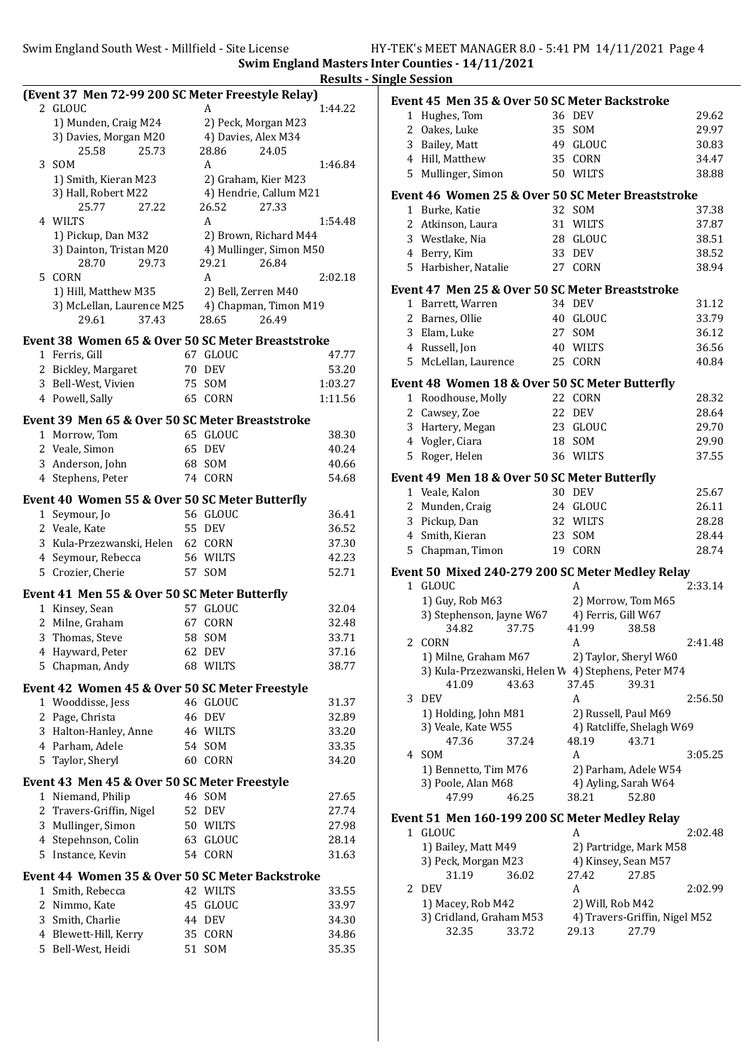## Swim England Masters Inter Counties - 14/11/2021

### Results - Single Session

**(Event 37 Men 72-99 200 SC Meter Freestyle Relay)**

| | Team | Relay | Finals Time |
|---|---|---|---|
| 2 | GLOUC | A | 1:44.22 |
| | 1) Munden, Craig M24 | 2) Peck, Morgan M23 | |
| | 3) Davies, Morgan M20 | 4) Davies, Alex M34 | |
| | 25.58 25.73 | 28.86 24.05 | |
| 3 | SOM | A | 1:46.84 |
| | 1) Smith, Kieran M23 | 2) Graham, Kier M23 | |
| | 3) Hall, Robert M22 | 4) Hendrie, Callum M21 | |
| | 25.77 27.22 | 26.52 27.33 | |
| 4 | WILTS | A | 1:54.48 |
| | 1) Pickup, Dan M32 | 2) Brown, Richard M44 | |
| | 3) Dainton, Tristan M20 | 4) Mullinger, Simon M50 | |
| | 28.70 29.73 | 29.21 26.84 | |
| 5 | CORN | A | 2:02.18 |
| | 1) Hill, Matthew M35 | 2) Bell, Zerren M40 | |
| | 3) McLellan, Laurence M25 | 4) Chapman, Timon M19 | |
| | 29.61 37.43 | 28.65 26.49 | |

**Event 38 Women 65 & Over 50 SC Meter Breaststroke**

| | Name | Age | Team | Time |
|---|---|---|---|---|
| 1 | Ferris, Gill | 67 | GLOUC | 47.77 |
| 2 | Bickley, Margaret | 70 | DEV | 53.20 |
| 3 | Bell-West, Vivien | 75 | SOM | 1:03.27 |
| 4 | Powell, Sally | 65 | CORN | 1:11.56 |

**Event 39 Men 65 & Over 50 SC Meter Breaststroke**

| | Name | Age | Team | Time |
|---|---|---|---|---|
| 1 | Morrow, Tom | 65 | GLOUC | 38.30 |
| 2 | Veale, Simon | 65 | DEV | 40.24 |
| 3 | Anderson, John | 68 | SOM | 40.66 |
| 4 | Stephens, Peter | 74 | CORN | 54.68 |

**Event 40 Women 55 & Over 50 SC Meter Butterfly**

| | Name | Age | Team | Time |
|---|---|---|---|---|
| 1 | Seymour, Jo | 56 | GLOUC | 36.41 |
| 2 | Veale, Kate | 55 | DEV | 36.52 |
| 3 | Kula-Przezwanski, Helen | 62 | CORN | 37.30 |
| 4 | Seymour, Rebecca | 56 | WILTS | 42.23 |
| 5 | Crozier, Cherie | 57 | SOM | 52.71 |

**Event 41 Men 55 & Over 50 SC Meter Butterfly**

| | Name | Age | Team | Time |
|---|---|---|---|---|
| 1 | Kinsey, Sean | 57 | GLOUC | 32.04 |
| 2 | Milne, Graham | 67 | CORN | 32.48 |
| 3 | Thomas, Steve | 58 | SOM | 33.71 |
| 4 | Hayward, Peter | 62 | DEV | 37.16 |
| 5 | Chapman, Andy | 68 | WILTS | 38.77 |

**Event 42 Women 45 & Over 50 SC Meter Freestyle**

| | Name | Age | Team | Time |
|---|---|---|---|---|
| 1 | Wooddisse, Jess | 46 | GLOUC | 31.37 |
| 2 | Page, Christa | 46 | DEV | 32.89 |
| 3 | Halton-Hanley, Anne | 46 | WILTS | 33.20 |
| 4 | Parham, Adele | 54 | SOM | 33.35 |
| 5 | Taylor, Sheryl | 60 | CORN | 34.20 |

**Event 43 Men 45 & Over 50 SC Meter Freestyle**

| | Name | Age | Team | Time |
|---|---|---|---|---|
| 1 | Niemand, Philip | 46 | SOM | 27.65 |
| 2 | Travers-Griffin, Nigel | 52 | DEV | 27.74 |
| 3 | Mullinger, Simon | 50 | WILTS | 27.98 |
| 4 | Stepehnson, Colin | 63 | GLOUC | 28.14 |
| 5 | Instance, Kevin | 54 | CORN | 31.63 |

**Event 44 Women 35 & Over 50 SC Meter Backstroke**

| | Name | Age | Team | Time |
|---|---|---|---|---|
| 1 | Smith, Rebecca | 42 | WILTS | 33.55 |
| 2 | Nimmo, Kate | 45 | GLOUC | 33.97 |
| 3 | Smith, Charlie | 44 | DEV | 34.30 |
| 4 | Blewett-Hill, Kerry | 35 | CORN | 34.86 |
| 5 | Bell-West, Heidi | 51 | SOM | 35.35 |

**Event 45 Men 35 & Over 50 SC Meter Backstroke**

| | Name | Age | Team | Time |
|---|---|---|---|---|
| 1 | Hughes, Tom | 36 | DEV | 29.62 |
| 2 | Oakes, Luke | 35 | SOM | 29.97 |
| 3 | Bailey, Matt | 49 | GLOUC | 30.83 |
| 4 | Hill, Matthew | 35 | CORN | 34.47 |
| 5 | Mullinger, Simon | 50 | WILTS | 38.88 |

**Event 46 Women 25 & Over 50 SC Meter Breaststroke**

| | Name | Age | Team | Time |
|---|---|---|---|---|
| 1 | Burke, Katie | 32 | SOM | 37.38 |
| 2 | Atkinson, Laura | 31 | WILTS | 37.87 |
| 3 | Westlake, Nia | 28 | GLOUC | 38.51 |
| 4 | Berry, Kim | 33 | DEV | 38.52 |
| 5 | Harbisher, Natalie | 27 | CORN | 38.94 |

**Event 47 Men 25 & Over 50 SC Meter Breaststroke**

| | Name | Age | Team | Time |
|---|---|---|---|---|
| 1 | Barrett, Warren | 34 | DEV | 31.12 |
| 2 | Barnes, Ollie | 40 | GLOUC | 33.79 |
| 3 | Elam, Luke | 27 | SOM | 36.12 |
| 4 | Russell, Jon | 40 | WILTS | 36.56 |
| 5 | McLellan, Laurence | 25 | CORN | 40.84 |

**Event 48 Women 18 & Over 50 SC Meter Butterfly**

| | Name | Age | Team | Time |
|---|---|---|---|---|
| 1 | Roodhouse, Molly | 22 | CORN | 28.32 |
| 2 | Cawsey, Zoe | 22 | DEV | 28.64 |
| 3 | Hartery, Megan | 23 | GLOUC | 29.70 |
| 4 | Vogler, Ciara | 18 | SOM | 29.90 |
| 5 | Roger, Helen | 36 | WILTS | 37.55 |

**Event 49 Men 18 & Over 50 SC Meter Butterfly**

| | Name | Age | Team | Time |
|---|---|---|---|---|
| 1 | Veale, Kalon | 30 | DEV | 25.67 |
| 2 | Munden, Craig | 24 | GLOUC | 26.11 |
| 3 | Pickup, Dan | 32 | WILTS | 28.28 |
| 4 | Smith, Kieran | 23 | SOM | 28.44 |
| 5 | Chapman, Timon | 19 | CORN | 28.74 |

**Event 50 Mixed 240-279 200 SC Meter Medley Relay**

| | Team | Relay | Finals Time |
|---|---|---|---|
| 1 | GLOUC | A | 2:33.14 |
| | 1) Guy, Rob M63 | 2) Morrow, Tom M65 | |
| | 3) Stephenson, Jayne W67 | 4) Ferris, Gill W67 | |
| | 34.82 37.75 | 41.99 38.58 | |
| 2 | CORN | A | 2:41.48 |
| | 1) Milne, Graham M67 | 2) Taylor, Sheryl W60 | |
| | 3) Kula-Przezwanski, Helen W | 4) Stephens, Peter M74 | |
| | 41.09 43.63 | 37.45 39.31 | |
| 3 | DEV | A | 2:56.50 |
| | 1) Holding, John M81 | 2) Russell, Paul M69 | |
| | 3) Veale, Kate W55 | 4) Ratcliffe, Shelagh W69 | |
| | 47.36 37.24 | 48.19 43.71 | |
| 4 | SOM | A | 3:05.25 |
| | 1) Bennetto, Tim M76 | 2) Parham, Adele W54 | |
| | 3) Poole, Alan M68 | 4) Ayling, Sarah W64 | |
| | 47.99 46.25 | 38.21 52.80 | |

**Event 51 Men 160-199 200 SC Meter Medley Relay**

| | Team | Relay | Finals Time |
|---|---|---|---|
| 1 | GLOUC | A | 2:02.48 |
| | 1) Bailey, Matt M49 | 2) Partridge, Mark M58 | |
| | 3) Peck, Morgan M23 | 4) Kinsey, Sean M57 | |
| | 31.19 36.02 | 27.42 27.85 | |
| 2 | DEV | A | 2:02.99 |
| | 1) Macey, Rob M42 | 2) Will, Rob M42 | |
| | 3) Cridland, Graham M53 | 4) Travers-Griffin, Nigel M52 | |
| | 32.35 33.72 | 29.13 27.79 | |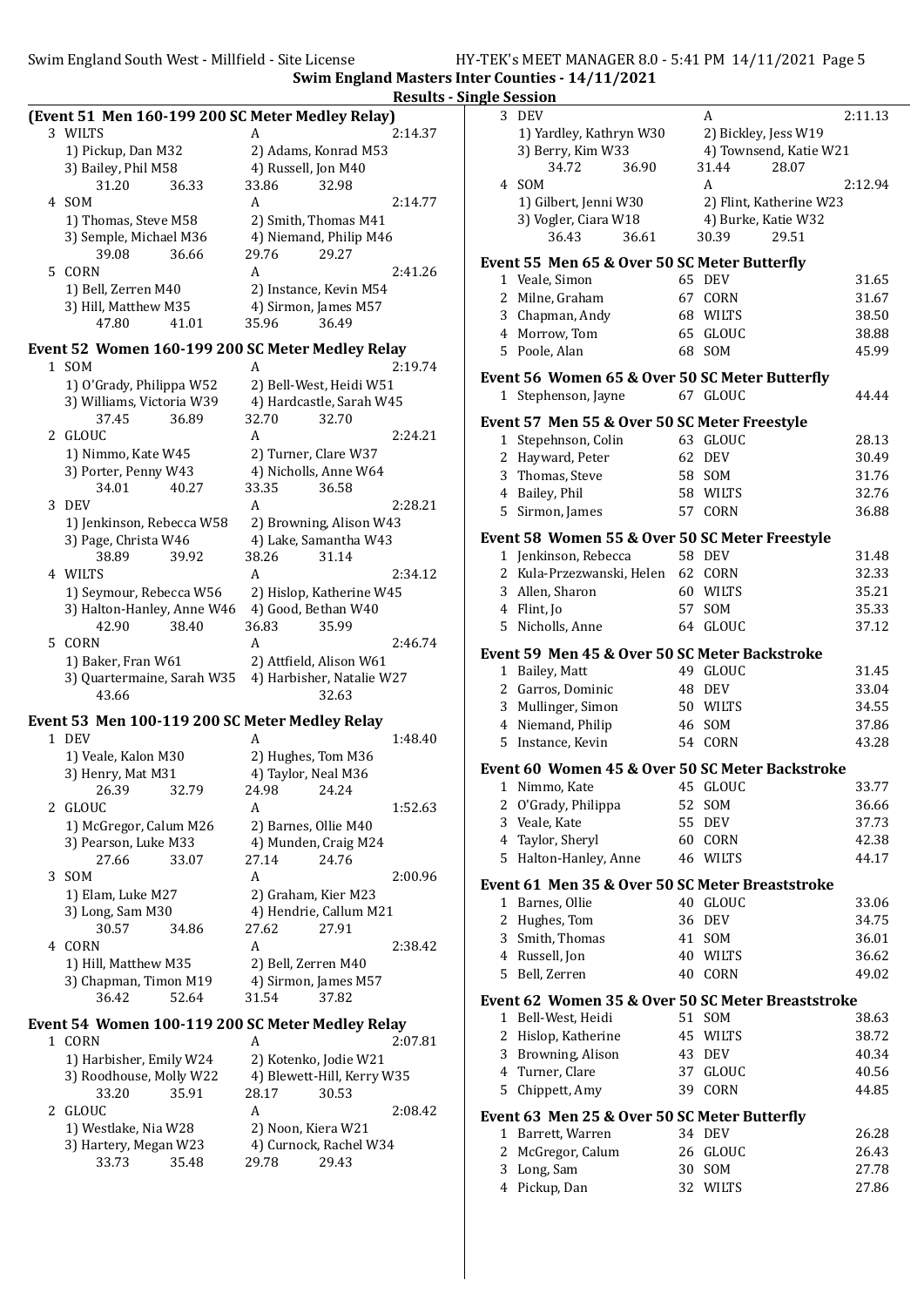**Swim England Masters Inter Counties - 14/11/2021**

**Results - Single Session**

### (Event 51 Men 160-199 200 SC Meter Medley Relay)

| | Team | Relay | Time |
|---|---|---|---|
| 3 | WILTS | A | 2:14.37 |
| | 1) Pickup, Dan M32 | 2) Adams, Konrad M53 | |
| | 3) Bailey, Phil M58 | 4) Russell, Jon M40 | |
| | 31.20 36.33 | 33.86 32.98 | |
| 4 | SOM | A | 2:14.77 |
| | 1) Thomas, Steve M58 | 2) Smith, Thomas M41 | |
| | 3) Semple, Michael M36 | 4) Niemand, Philip M46 | |
| | 39.08 36.66 | 29.76 29.27 | |
| 5 | CORN | A | 2:41.26 |
| | 1) Bell, Zerren M40 | 2) Instance, Kevin M54 | |
| | 3) Hill, Matthew M35 | 4) Sirmon, James M57 | |
| | 47.80 41.01 | 35.96 36.49 | |

### Event 52 Women 160-199 200 SC Meter Medley Relay

| | Team | Relay | Time |
|---|---|---|---|
| 1 | SOM | A | 2:19.74 |
| | 1) O'Grady, Philippa W52 | 2) Bell-West, Heidi W51 | |
| | 3) Williams, Victoria W39 | 4) Hardcastle, Sarah W45 | |
| | 37.45 36.89 | 32.70 32.70 | |
| 2 | GLOUC | A | 2:24.21 |
| | 1) Nimmo, Kate W45 | 2) Turner, Clare W37 | |
| | 3) Porter, Penny W43 | 4) Nicholls, Anne W64 | |
| | 34.01 40.27 | 33.35 36.58 | |
| 3 | DEV | A | 2:28.21 |
| | 1) Jenkinson, Rebecca W58 | 2) Browning, Alison W43 | |
| | 3) Page, Christa W46 | 4) Lake, Samantha W43 | |
| | 38.89 39.92 | 38.26 31.14 | |
| 4 | WILTS | A | 2:34.12 |
| | 1) Seymour, Rebecca W56 | 2) Hislop, Katherine W45 | |
| | 3) Halton-Hanley, Anne W46 | 4) Good, Bethan W40 | |
| | 42.90 38.40 | 36.83 35.99 | |
| 5 | CORN | A | 2:46.74 |
| | 1) Baker, Fran W61 | 2) Attfield, Alison W61 | |
| | 3) Quartermaine, Sarah W35 | 4) Harbisher, Natalie W27 | |
| | 43.66 | 32.63 | |

### Event 53 Men 100-119 200 SC Meter Medley Relay

| | Team | Relay | Time |
|---|---|---|---|
| 1 | DEV | A | 1:48.40 |
| | 1) Veale, Kalon M30 | 2) Hughes, Tom M36 | |
| | 3) Henry, Mat M31 | 4) Taylor, Neal M36 | |
| | 26.39 32.79 | 24.98 24.24 | |
| 2 | GLOUC | A | 1:52.63 |
| | 1) McGregor, Calum M26 | 2) Barnes, Ollie M40 | |
| | 3) Pearson, Luke M33 | 4) Munden, Craig M24 | |
| | 27.66 33.07 | 27.14 24.76 | |
| 3 | SOM | A | 2:00.96 |
| | 1) Elam, Luke M27 | 2) Graham, Kier M23 | |
| | 3) Long, Sam M30 | 4) Hendrie, Callum M21 | |
| | 30.57 34.86 | 27.62 27.91 | |
| 4 | CORN | A | 2:38.42 |
| | 1) Hill, Matthew M35 | 2) Bell, Zerren M40 | |
| | 3) Chapman, Timon M19 | 4) Sirmon, James M57 | |
| | 36.42 52.64 | 31.54 37.82 | |

### Event 54 Women 100-119 200 SC Meter Medley Relay

| | Team | Relay | Time |
|---|---|---|---|
| 1 | CORN | A | 2:07.81 |
| | 1) Harbisher, Emily W24 | 2) Kotenko, Jodie W21 | |
| | 3) Roodhouse, Molly W22 | 4) Blewett-Hill, Kerry W35 | |
| | 33.20 35.91 | 28.17 30.53 | |
| 2 | GLOUC | A | 2:08.42 |
| | 1) Westlake, Nia W28 | 2) Noon, Kiera W21 | |
| | 3) Hartery, Megan W23 | 4) Curnock, Rachel W34 | |
| | 33.73 35.48 | 29.78 29.43 | |
| 3 | DEV | A | 2:11.13 |
| | 1) Yardley, Kathryn W30 | 2) Bickley, Jess W19 | |
| | 3) Berry, Kim W33 | 4) Townsend, Katie W21 | |
| | 34.72 36.90 | 31.44 28.07 | |
| 4 | SOM | A | 2:12.94 |
| | 1) Gilbert, Jenni W30 | 2) Flint, Katherine W23 | |
| | 3) Vogler, Ciara W18 | 4) Burke, Katie W32 | |
| | 36.43 36.61 | 30.39 29.51 | |

### Event 55 Men 65 & Over 50 SC Meter Butterfly

| | Name | Age | Team | Time |
|---|---|---|---|---|
| 1 | Veale, Simon | 65 | DEV | 31.65 |
| 2 | Milne, Graham | 67 | CORN | 31.67 |
| 3 | Chapman, Andy | 68 | WILTS | 38.50 |
| 4 | Morrow, Tom | 65 | GLOUC | 38.88 |
| 5 | Poole, Alan | 68 | SOM | 45.99 |

### Event 56 Women 65 & Over 50 SC Meter Butterfly

| | Name | Age | Team | Time |
|---|---|---|---|---|
| 1 | Stephenson, Jayne | 67 | GLOUC | 44.44 |

### Event 57 Men 55 & Over 50 SC Meter Freestyle

| | Name | Age | Team | Time |
|---|---|---|---|---|
| 1 | Stepehnson, Colin | 63 | GLOUC | 28.13 |
| 2 | Hayward, Peter | 62 | DEV | 30.49 |
| 3 | Thomas, Steve | 58 | SOM | 31.76 |
| 4 | Bailey, Phil | 58 | WILTS | 32.76 |
| 5 | Sirmon, James | 57 | CORN | 36.88 |

### Event 58 Women 55 & Over 50 SC Meter Freestyle

| | Name | Age | Team | Time |
|---|---|---|---|---|
| 1 | Jenkinson, Rebecca | 58 | DEV | 31.48 |
| 2 | Kula-Przezwanski, Helen | 62 | CORN | 32.33 |
| 3 | Allen, Sharon | 60 | WILTS | 35.21 |
| 4 | Flint, Jo | 57 | SOM | 35.33 |
| 5 | Nicholls, Anne | 64 | GLOUC | 37.12 |

### Event 59 Men 45 & Over 50 SC Meter Backstroke

| | Name | Age | Team | Time |
|---|---|---|---|---|
| 1 | Bailey, Matt | 49 | GLOUC | 31.45 |
| 2 | Garros, Dominic | 48 | DEV | 33.04 |
| 3 | Mullinger, Simon | 50 | WILTS | 34.55 |
| 4 | Niemand, Philip | 46 | SOM | 37.86 |
| 5 | Instance, Kevin | 54 | CORN | 43.28 |

### Event 60 Women 45 & Over 50 SC Meter Backstroke

| | Name | Age | Team | Time |
|---|---|---|---|---|
| 1 | Nimmo, Kate | 45 | GLOUC | 33.77 |
| 2 | O'Grady, Philippa | 52 | SOM | 36.66 |
| 3 | Veale, Kate | 55 | DEV | 37.73 |
| 4 | Taylor, Sheryl | 60 | CORN | 42.38 |
| 5 | Halton-Hanley, Anne | 46 | WILTS | 44.17 |

### Event 61 Men 35 & Over 50 SC Meter Breaststroke

| | Name | Age | Team | Time |
|---|---|---|---|---|
| 1 | Barnes, Ollie | 40 | GLOUC | 33.06 |
| 2 | Hughes, Tom | 36 | DEV | 34.75 |
| 3 | Smith, Thomas | 41 | SOM | 36.01 |
| 4 | Russell, Jon | 40 | WILTS | 36.62 |
| 5 | Bell, Zerren | 40 | CORN | 49.02 |

### Event 62 Women 35 & Over 50 SC Meter Breaststroke

| | Name | Age | Team | Time |
|---|---|---|---|---|
| 1 | Bell-West, Heidi | 51 | SOM | 38.63 |
| 2 | Hislop, Katherine | 45 | WILTS | 38.72 |
| 3 | Browning, Alison | 43 | DEV | 40.34 |
| 4 | Turner, Clare | 37 | GLOUC | 40.56 |
| 5 | Chippett, Amy | 39 | CORN | 44.85 |

### Event 63 Men 25 & Over 50 SC Meter Butterfly

| | Name | Age | Team | Time |
|---|---|---|---|---|
| 1 | Barrett, Warren | 34 | DEV | 26.28 |
| 2 | McGregor, Calum | 26 | GLOUC | 26.43 |
| 3 | Long, Sam | 30 | SOM | 27.78 |
| 4 | Pickup, Dan | 32 | WILTS | 27.86 |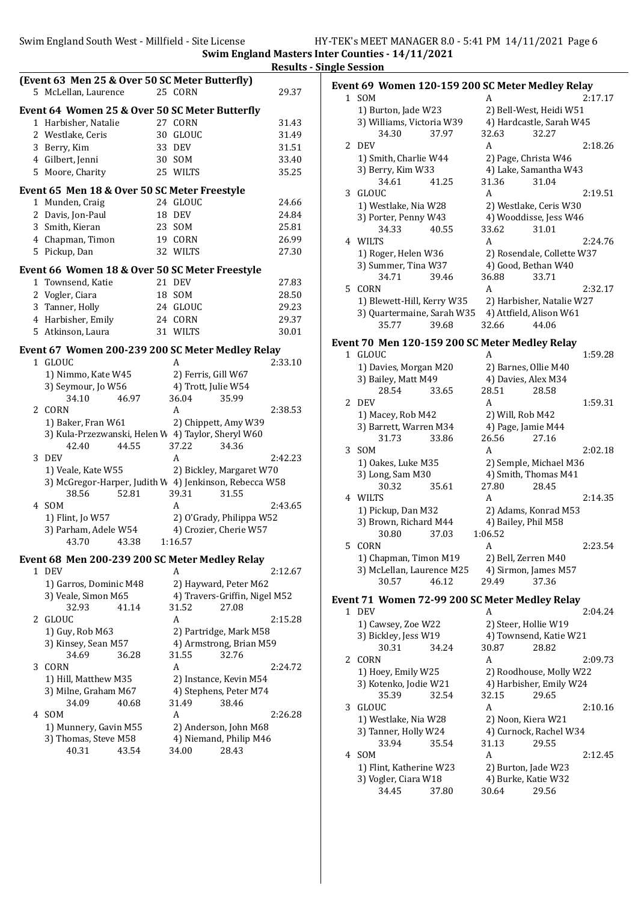Swim England Masters Inter Counties - 14/11/2021

Results - Single Session

### (Event 63 Men 25 & Over 50 SC Meter Butterfly)

| | Name | Age | Team | Finals Time |
|---|---|---|---|---|
| 5 | McLellan, Laurence | 25 | CORN | 29.37 |

### Event 64 Women 25 & Over 50 SC Meter Butterfly

| | Name | Age | Team | Finals Time |
|---|---|---|---|---|
| 1 | Harbisher, Natalie | 27 | CORN | 31.43 |
| 2 | Westlake, Ceris | 30 | GLOUC | 31.49 |
| 3 | Berry, Kim | 33 | DEV | 31.51 |
| 4 | Gilbert, Jenni | 30 | SOM | 33.40 |
| 5 | Moore, Charity | 25 | WILTS | 35.25 |

### Event 65 Men 18 & Over 50 SC Meter Freestyle

| | Name | Age | Team | Finals Time |
|---|---|---|---|---|
| 1 | Munden, Craig | 24 | GLOUC | 24.66 |
| 2 | Davis, Jon-Paul | 18 | DEV | 24.84 |
| 3 | Smith, Kieran | 23 | SOM | 25.81 |
| 4 | Chapman, Timon | 19 | CORN | 26.99 |
| 5 | Pickup, Dan | 32 | WILTS | 27.30 |

### Event 66 Women 18 & Over 50 SC Meter Freestyle

| | Name | Age | Team | Finals Time |
|---|---|---|---|---|
| 1 | Townsend, Katie | 21 | DEV | 27.83 |
| 2 | Vogler, Ciara | 18 | SOM | 28.50 |
| 3 | Tanner, Holly | 24 | GLOUC | 29.23 |
| 4 | Harbisher, Emily | 24 | CORN | 29.37 |
| 5 | Atkinson, Laura | 31 | WILTS | 30.01 |

### Event 67 Women 200-239 200 SC Meter Medley Relay

1 GLOUC A 2:33.10
- 1) Nimmo, Kate W45 — 2) Ferris, Gill W67
- 3) Seymour, Jo W56 — 4) Trott, Julie W54
- 34.10 46.97 36.04 35.99

2 CORN A 2:38.53
- 1) Baker, Fran W61 — 2) Chippett, Amy W39
- 3) Kula-Przezwanski, Helen W — 4) Taylor, Sheryl W60
- 42.40 44.55 37.22 34.36

3 DEV A 2:42.23
- 1) Veale, Kate W55 — 2) Bickley, Margaret W70
- 3) McGregor-Harper, Judith W — 4) Jenkinson, Rebecca W58
- 38.56 52.81 39.31 31.55

4 SOM A 2:43.65
- 1) Flint, Jo W57 — 2) O'Grady, Philippa W52
- 3) Parham, Adele W54 — 4) Crozier, Cherie W57
- 43.70 43.38 1:16.57

### Event 68 Men 200-239 200 SC Meter Medley Relay

1 DEV A 2:12.67
- 1) Garros, Dominic M48 — 2) Hayward, Peter M62
- 3) Veale, Simon M65 — 4) Travers-Griffin, Nigel M52
- 32.93 41.14 31.52 27.08

2 GLOUC A 2:15.28
- 1) Guy, Rob M63 — 2) Partridge, Mark M58
- 3) Kinsey, Sean M57 — 4) Armstrong, Brian M59
- 34.69 36.28 31.55 32.76

3 CORN A 2:24.72
- 1) Hill, Matthew M35 — 2) Instance, Kevin M54
- 3) Milne, Graham M67 — 4) Stephens, Peter M74
- 34.09 40.68 31.49 38.46

4 SOM A 2:26.28
- 1) Munnery, Gavin M55 — 2) Anderson, John M68
- 3) Thomas, Steve M58 — 4) Niemand, Philip M46
- 40.31 43.54 34.00 28.43

### Event 69 Women 120-159 200 SC Meter Medley Relay

1 SOM A 2:17.17
- 1) Burton, Jade W23 — 2) Bell-West, Heidi W51
- 3) Williams, Victoria W39 — 4) Hardcastle, Sarah W45
- 34.30 37.97 32.63 32.27

2 DEV A 2:18.26
- 1) Smith, Charlie W44 — 2) Page, Christa W46
- 3) Berry, Kim W33 — 4) Lake, Samantha W43
- 34.61 41.25 31.36 31.04

3 GLOUC A 2:19.51
- 1) Westlake, Nia W28 — 2) Westlake, Ceris W30
- 3) Porter, Penny W43 — 4) Wooddisse, Jess W46
- 34.33 40.55 33.62 31.01

4 WILTS A 2:24.76
- 1) Roger, Helen W36 — 2) Rosendale, Collette W37
- 3) Summer, Tina W37 — 4) Good, Bethan W40
- 34.71 39.46 36.88 33.71

5 CORN A 2:32.17
- 1) Blewett-Hill, Kerry W35 — 2) Harbisher, Natalie W27
- 3) Quartermaine, Sarah W35 — 4) Attfield, Alison W61
- 35.77 39.68 32.66 44.06

### Event 70 Men 120-159 200 SC Meter Medley Relay

1 GLOUC A 1:59.28
- 1) Davies, Morgan M20 — 2) Barnes, Ollie M40
- 3) Bailey, Matt M49 — 4) Davies, Alex M34
- 28.54 33.65 28.51 28.58

2 DEV A 1:59.31
- 1) Macey, Rob M42 — 2) Will, Rob M42
- 3) Barrett, Warren M34 — 4) Page, Jamie M44
- 31.73 33.86 26.56 27.16

3 SOM A 2:02.18
- 1) Oakes, Luke M35 — 2) Semple, Michael M36
- 3) Long, Sam M30 — 4) Smith, Thomas M41
- 30.32 35.61 27.80 28.45

4 WILTS A 2:14.35
- 1) Pickup, Dan M32 — 2) Adams, Konrad M53
- 3) Brown, Richard M44 — 4) Bailey, Phil M58
- 30.80 37.03 1:06.52

5 CORN A 2:23.54
- 1) Chapman, Timon M19 — 2) Bell, Zerren M40
- 3) McLellan, Laurence M25 — 4) Sirmon, James M57
- 30.57 46.12 29.49 37.36

### Event 71 Women 72-99 200 SC Meter Medley Relay

1 DEV A 2:04.24
- 1) Cawsey, Zoe W22 — 2) Steer, Hollie W19
- 3) Bickley, Jess W19 — 4) Townsend, Katie W21
- 30.31 34.24 30.87 28.82

2 CORN A 2:09.73
- 1) Hoey, Emily W25 — 2) Roodhouse, Molly W22
- 3) Kotenko, Jodie W21 — 4) Harbisher, Emily W24
- 35.39 32.54 32.15 29.65

3 GLOUC A 2:10.16
- 1) Westlake, Nia W28 — 2) Noon, Kiera W21
- 3) Tanner, Holly W24 — 4) Curnock, Rachel W34
- 33.94 35.54 31.13 29.55

4 SOM A 2:12.45
- 1) Flint, Katherine W23 — 2) Burton, Jade W23
- 3) Vogler, Ciara W18 — 4) Burke, Katie W32
- 34.45 37.80 30.64 29.56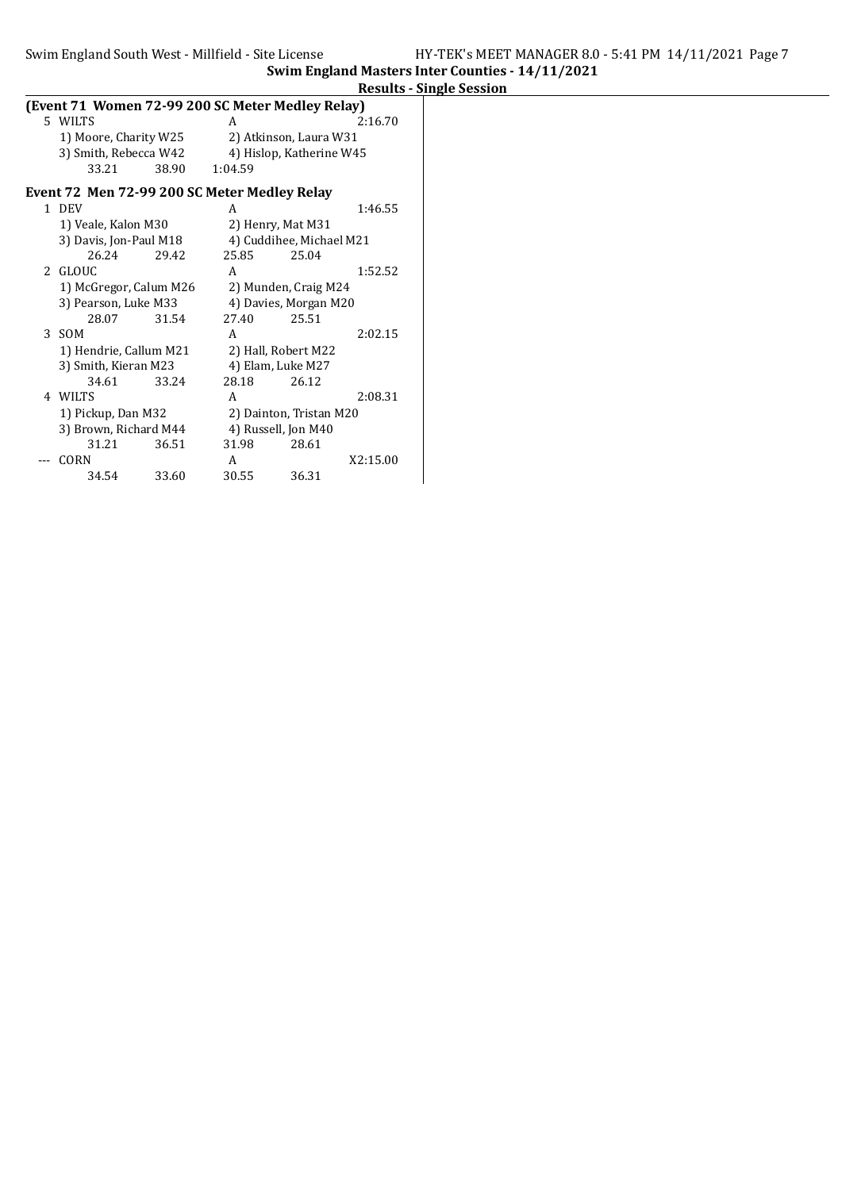**Swim England Masters Inter Counties - 14/11/2021**

**Results - Single Session**

**(Event 71 Women 72-99 200 SC Meter Medley Relay)**

5 WILTS A 2:16.70
1) Moore, Charity W25 2) Atkinson, Laura W31
3) Smith, Rebecca W42 4) Hislop, Katherine W45
33.21 38.90 1:04.59

**Event 72 Men 72-99 200 SC Meter Medley Relay**

1 DEV A 1:46.55
1) Veale, Kalon M30 2) Henry, Mat M31
3) Davis, Jon-Paul M18 4) Cuddihee, Michael M21
26.24 29.42 25.85 25.04

2 GLOUC A 1:52.52
1) McGregor, Calum M26 2) Munden, Craig M24
3) Pearson, Luke M33 4) Davies, Morgan M20
28.07 31.54 27.40 25.51

3 SOM A 2:02.15
1) Hendrie, Callum M21 2) Hall, Robert M22
3) Smith, Kieran M23 4) Elam, Luke M27
34.61 33.24 28.18 26.12

4 WILTS A 2:08.31
1) Pickup, Dan M32 2) Dainton, Tristan M20
3) Brown, Richard M44 4) Russell, Jon M40
31.21 36.51 31.98 28.61

--- CORN A X2:15.00
34.54 33.60 30.55 36.31